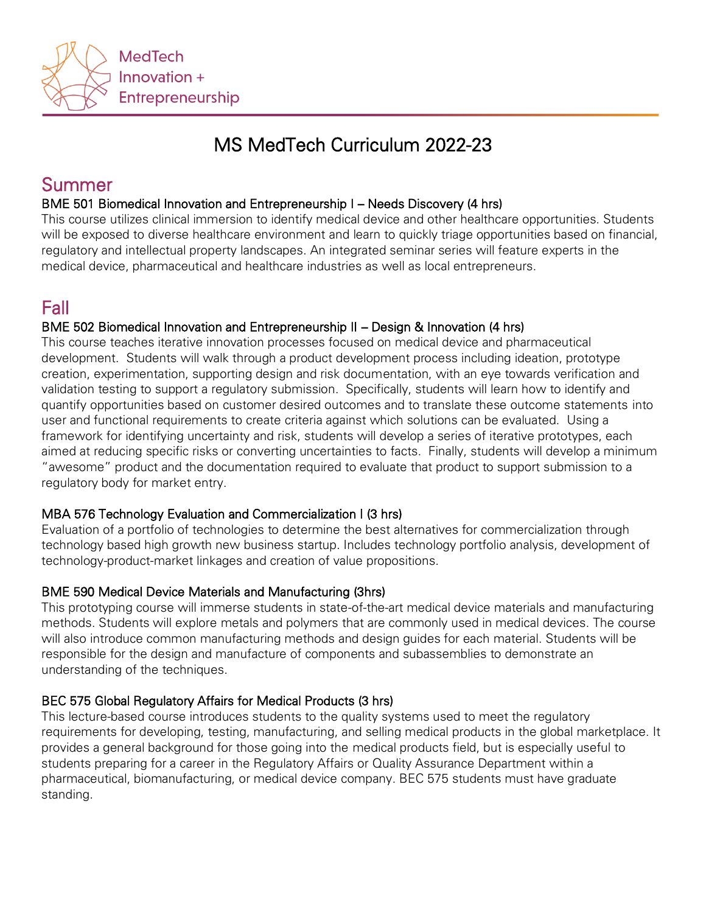MedTech
Innovation +
Entrepreneurship

# MS MedTech Curriculum 2022-23

## Summer

### BME 501 Biomedical Innovation and Entrepreneurship I – Needs Discovery (4 hrs)

This course utilizes clinical immersion to identify medical device and other healthcare opportunities. Students will be exposed to diverse healthcare environment and learn to quickly triage opportunities based on financial, regulatory and intellectual property landscapes. An integrated seminar series will feature experts in the medical device, pharmaceutical and healthcare industries as well as local entrepreneurs.

## Fall

### BME 502 Biomedical Innovation and Entrepreneurship II – Design & Innovation (4 hrs)

This course teaches iterative innovation processes focused on medical device and pharmaceutical development. Students will walk through a product development process including ideation, prototype creation, experimentation, supporting design and risk documentation, with an eye towards verification and validation testing to support a regulatory submission. Specifically, students will learn how to identify and quantify opportunities based on customer desired outcomes and to translate these outcome statements into user and functional requirements to create criteria against which solutions can be evaluated. Using a framework for identifying uncertainty and risk, students will develop a series of iterative prototypes, each aimed at reducing specific risks or converting uncertainties to facts. Finally, students will develop a minimum "awesome" product and the documentation required to evaluate that product to support submission to a regulatory body for market entry.

### MBA 576 Technology Evaluation and Commercialization I (3 hrs)

Evaluation of a portfolio of technologies to determine the best alternatives for commercialization through technology based high growth new business startup. Includes technology portfolio analysis, development of technology-product-market linkages and creation of value propositions.

### BME 590 Medical Device Materials and Manufacturing (3hrs)

This prototyping course will immerse students in state-of-the-art medical device materials and manufacturing methods. Students will explore metals and polymers that are commonly used in medical devices. The course will also introduce common manufacturing methods and design guides for each material. Students will be responsible for the design and manufacture of components and subassemblies to demonstrate an understanding of the techniques.

### BEC 575 Global Regulatory Affairs for Medical Products (3 hrs)

This lecture-based course introduces students to the quality systems used to meet the regulatory requirements for developing, testing, manufacturing, and selling medical products in the global marketplace. It provides a general background for those going into the medical products field, but is especially useful to students preparing for a career in the Regulatory Affairs or Quality Assurance Department within a pharmaceutical, biomanufacturing, or medical device company. BEC 575 students must have graduate standing.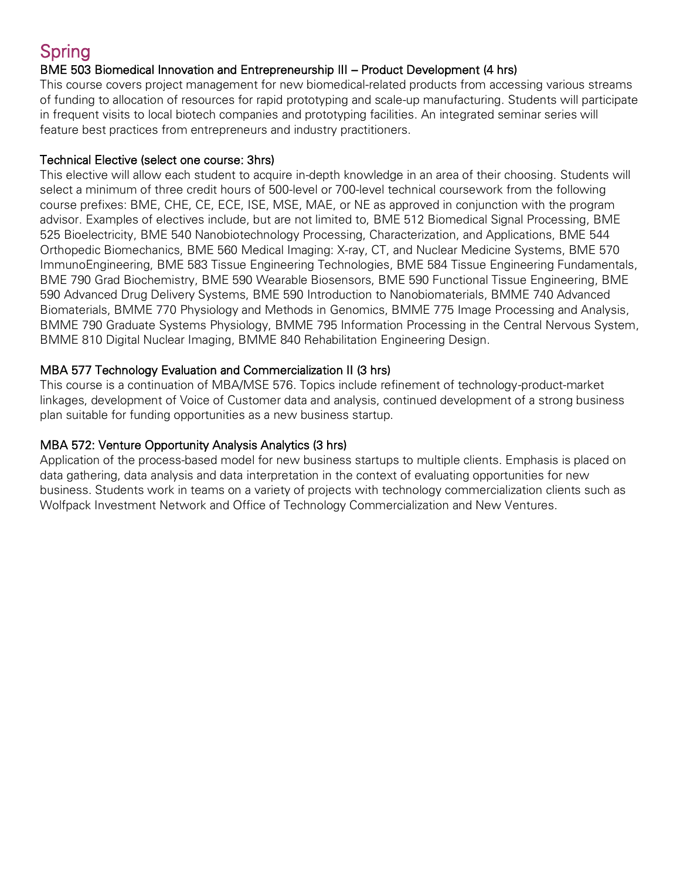# Spring

### BME 503 Biomedical Innovation and Entrepreneurship III – Product Development (4 hrs)

This course covers project management for new biomedical-related products from accessing various streams of funding to allocation of resources for rapid prototyping and scale-up manufacturing. Students will participate in frequent visits to local biotech companies and prototyping facilities. An integrated seminar series will feature best practices from entrepreneurs and industry practitioners.

### Technical Elective (select one course: 3hrs)

This elective will allow each student to acquire in-depth knowledge in an area of their choosing. Students will select a minimum of three credit hours of 500-level or 700-level technical coursework from the following course prefixes: BME, CHE, CE, ECE, ISE, MSE, MAE, or NE as approved in conjunction with the program advisor. Examples of electives include, but are not limited to, BME 512 Biomedical Signal Processing, BME 525 Bioelectricity, BME 540 Nanobiotechnology Processing, Characterization, and Applications, BME 544 Orthopedic Biomechanics, BME 560 Medical Imaging: X-ray, CT, and Nuclear Medicine Systems, BME 570 ImmunoEngineering, BME 583 Tissue Engineering Technologies, BME 584 Tissue Engineering Fundamentals, BME 790 Grad Biochemistry, BME 590 Wearable Biosensors, BME 590 Functional Tissue Engineering, BME 590 Advanced Drug Delivery Systems, BME 590 Introduction to Nanobiomaterials, BMME 740 Advanced Biomaterials, BMME 770 Physiology and Methods in Genomics, BMME 775 Image Processing and Analysis, BMME 790 Graduate Systems Physiology, BMME 795 Information Processing in the Central Nervous System, BMME 810 Digital Nuclear Imaging, BMME 840 Rehabilitation Engineering Design.

### MBA 577 Technology Evaluation and Commercialization II (3 hrs)

This course is a continuation of MBA/MSE 576. Topics include refinement of technology-product-market linkages, development of Voice of Customer data and analysis, continued development of a strong business plan suitable for funding opportunities as a new business startup.

### MBA 572: Venture Opportunity Analysis Analytics (3 hrs)

Application of the process-based model for new business startups to multiple clients. Emphasis is placed on data gathering, data analysis and data interpretation in the context of evaluating opportunities for new business. Students work in teams on a variety of projects with technology commercialization clients such as Wolfpack Investment Network and Office of Technology Commercialization and New Ventures.